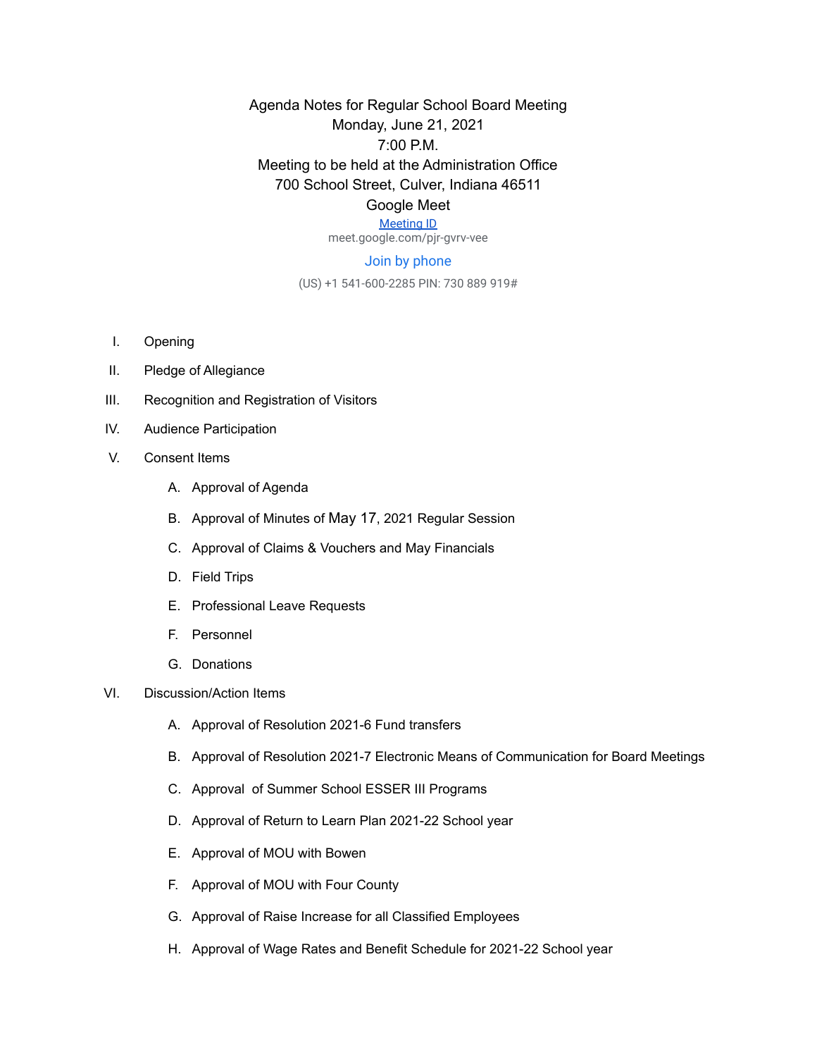# Agenda Notes for Regular School Board Meeting

Monday, June 21, 2021

7:00 P.M.

Meeting to be held at the Administration Office

700 School Street, Culver, Indiana 46511

Google Meet

Meeting ID

meet.google.com/pjr-gvrv-vee

Join by phone

(US) +1 541-600-2285 PIN: 730 889 919#

I. Opening

II. Pledge of Allegiance

III. Recognition and Registration of Visitors

IV. Audience Participation

V. Consent Items

   A. Approval of Agenda

   B. Approval of Minutes of May 17, 2021 Regular Session

   C. Approval of Claims & Vouchers and May Financials

   D. Field Trips

   E. Professional Leave Requests

   F. Personnel

   G. Donations

VI. Discussion/Action Items

   A. Approval of Resolution 2021-6 Fund transfers

   B. Approval of Resolution 2021-7 Electronic Means of Communication for Board Meetings

   C. Approval of Summer School ESSER III Programs

   D. Approval of Return to Learn Plan 2021-22 School year

   E. Approval of MOU with Bowen

   F. Approval of MOU with Four County

   G. Approval of Raise Increase for all Classified Employees

   H. Approval of Wage Rates and Benefit Schedule for 2021-22 School year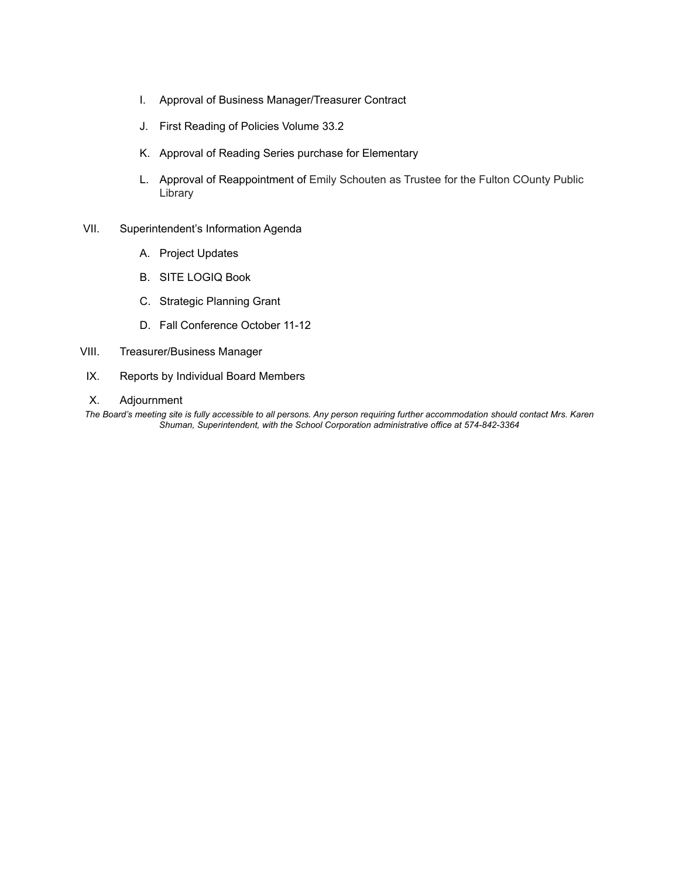I. Approval of Business Manager/Treasurer Contract

J. First Reading of Policies Volume 33.2

K. Approval of Reading Series purchase for Elementary

L. Approval of Reappointment of Emily Schouten as Trustee for the Fulton COunty Public Library

VII. Superintendent's Information Agenda

A. Project Updates

B. SITE LOGIQ Book

C. Strategic Planning Grant

D. Fall Conference October 11-12

VIII. Treasurer/Business Manager

IX. Reports by Individual Board Members

X. Adjournment

*The Board's meeting site is fully accessible to all persons. Any person requiring further accommodation should contact Mrs. Karen Shuman, Superintendent, with the School Corporation administrative office at 574-842-3364*